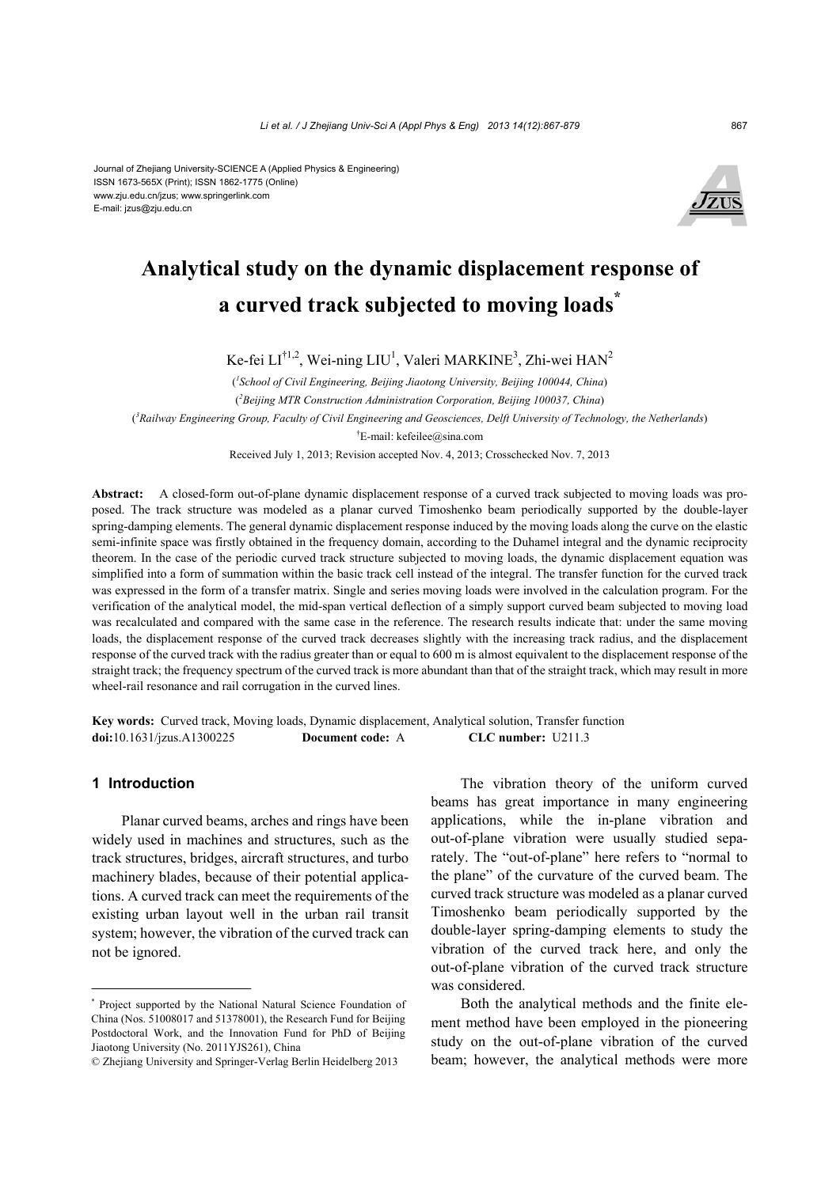Journal of Zhejiang University-SCIENCE A (Applied Physics & Engineering)
ISSN 1673-565X (Print); ISSN 1862-1775 (Online)
www.zju.edu.cn/jzus; www.springerlink.com
E-mail: jzus@zju.edu.cn

# Analytical study on the dynamic displacement response of a curved track subjected to moving loads*

Ke-fei LI[†1,2], Wei-ning LIU[1], Valeri MARKINE[3], Zhi-wei HAN[2]

([1]School of Civil Engineering, Beijing Jiaotong University, Beijing 100044, China)

([2]Beijing MTR Construction Administration Corporation, Beijing 100037, China)

([3]Railway Engineering Group, Faculty of Civil Engineering and Geosciences, Delft University of Technology, the Netherlands)

[†]E-mail: kefeilee@sina.com

Received July 1, 2013; Revision accepted Nov. 4, 2013; Crosschecked Nov. 7, 2013

**Abstract:** A closed-form out-of-plane dynamic displacement response of a curved track subjected to moving loads was proposed. The track structure was modeled as a planar curved Timoshenko beam periodically supported by the double-layer spring-damping elements. The general dynamic displacement response induced by the moving loads along the curve on the elastic semi-infinite space was firstly obtained in the frequency domain, according to the Duhamel integral and the dynamic reciprocity theorem. In the case of the periodic curved track structure subjected to moving loads, the dynamic displacement equation was simplified into a form of summation within the basic track cell instead of the integral. The transfer function for the curved track was expressed in the form of a transfer matrix. Single and series moving loads were involved in the calculation program. For the verification of the analytical model, the mid-span vertical deflection of a simply support curved beam subjected to moving load was recalculated and compared with the same case in the reference. The research results indicate that: under the same moving loads, the displacement response of the curved track decreases slightly with the increasing track radius, and the displacement response of the curved track with the radius greater than or equal to 600 m is almost equivalent to the displacement response of the straight track; the frequency spectrum of the curved track is more abundant than that of the straight track, which may result in more wheel-rail resonance and rail corrugation in the curved lines.

**Key words:** Curved track, Moving loads, Dynamic displacement, Analytical solution, Transfer function

**doi:**10.1631/jzus.A1300225 **Document code:** A **CLC number:** U211.3

## 1 Introduction

Planar curved beams, arches and rings have been widely used in machines and structures, such as the track structures, bridges, aircraft structures, and turbo machinery blades, because of their potential applications. A curved track can meet the requirements of the existing urban layout well in the urban rail transit system; however, the vibration of the curved track can not be ignored.

The vibration theory of the uniform curved beams has great importance in many engineering applications, while the in-plane vibration and out-of-plane vibration were usually studied separately. The "out-of-plane" here refers to "normal to the plane" of the curvature of the curved beam. The curved track structure was modeled as a planar curved Timoshenko beam periodically supported by the double-layer spring-damping elements to study the vibration of the curved track here, and only the out-of-plane vibration of the curved track structure was considered.

Both the analytical methods and the finite element method have been employed in the pioneering study on the out-of-plane vibration of the curved beam; however, the analytical methods were more

---

* Project supported by the National Natural Science Foundation of China (Nos. 51008017 and 51378001), the Research Fund for Beijing Postdoctoral Work, and the Innovation Fund for PhD of Beijing Jiaotong University (No. 2011YJS261), China

© Zhejiang University and Springer-Verlag Berlin Heidelberg 2013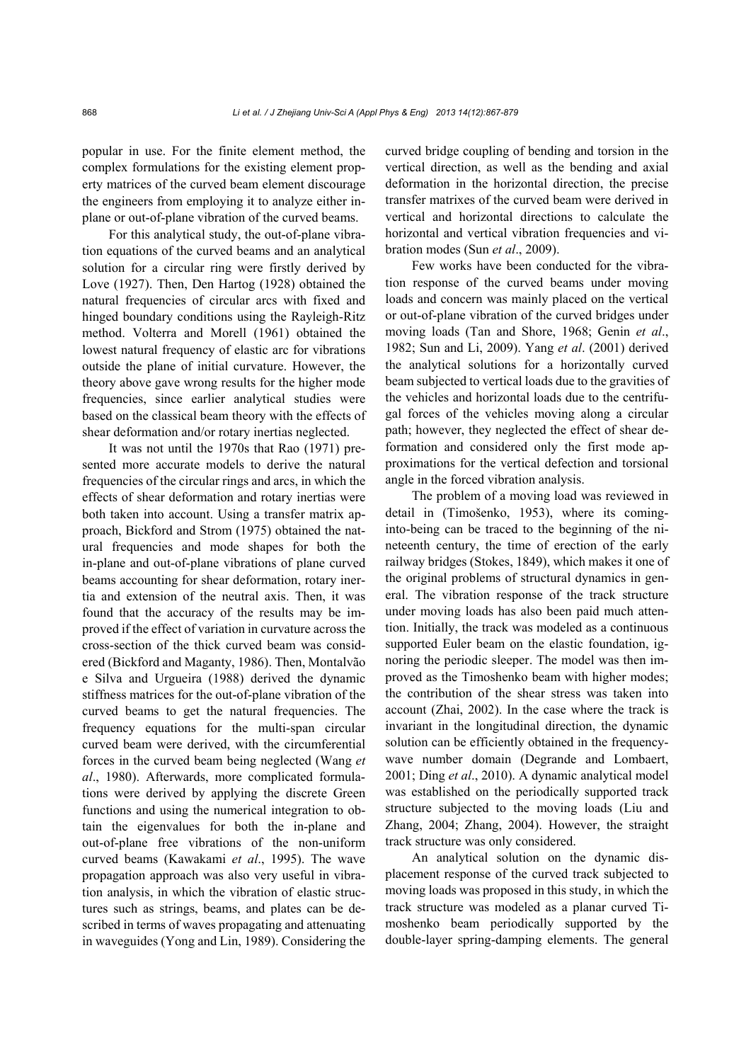popular in use. For the finite element method, the complex formulations for the existing element property matrices of the curved beam element discourage the engineers from employing it to analyze either in-plane or out-of-plane vibration of the curved beams.

For this analytical study, the out-of-plane vibration equations of the curved beams and an analytical solution for a circular ring were firstly derived by Love (1927). Then, Den Hartog (1928) obtained the natural frequencies of circular arcs with fixed and hinged boundary conditions using the Rayleigh-Ritz method. Volterra and Morell (1961) obtained the lowest natural frequency of elastic arc for vibrations outside the plane of initial curvature. However, the theory above gave wrong results for the higher mode frequencies, since earlier analytical studies were based on the classical beam theory with the effects of shear deformation and/or rotary inertias neglected.

It was not until the 1970s that Rao (1971) presented more accurate models to derive the natural frequencies of the circular rings and arcs, in which the effects of shear deformation and rotary inertias were both taken into account. Using a transfer matrix approach, Bickford and Strom (1975) obtained the natural frequencies and mode shapes for both the in-plane and out-of-plane vibrations of plane curved beams accounting for shear deformation, rotary inertia and extension of the neutral axis. Then, it was found that the accuracy of the results may be improved if the effect of variation in curvature across the cross-section of the thick curved beam was considered (Bickford and Maganty, 1986). Then, Montalvão e Silva and Urgueira (1988) derived the dynamic stiffness matrices for the out-of-plane vibration of the curved beams to get the natural frequencies. The frequency equations for the multi-span circular curved beam were derived, with the circumferential forces in the curved beam being neglected (Wang *et al*., 1980). Afterwards, more complicated formulations were derived by applying the discrete Green functions and using the numerical integration to obtain the eigenvalues for both the in-plane and out-of-plane free vibrations of the non-uniform curved beams (Kawakami *et al*., 1995). The wave propagation approach was also very useful in vibration analysis, in which the vibration of elastic structures such as strings, beams, and plates can be described in terms of waves propagating and attenuating in waveguides (Yong and Lin, 1989). Considering the curved bridge coupling of bending and torsion in the vertical direction, as well as the bending and axial deformation in the horizontal direction, the precise transfer matrixes of the curved beam were derived in vertical and horizontal directions to calculate the horizontal and vertical vibration frequencies and vibration modes (Sun *et al*., 2009).

Few works have been conducted for the vibration response of the curved beams under moving loads and concern was mainly placed on the vertical or out-of-plane vibration of the curved bridges under moving loads (Tan and Shore, 1968; Genin *et al*., 1982; Sun and Li, 2009). Yang *et al*. (2001) derived the analytical solutions for a horizontally curved beam subjected to vertical loads due to the gravities of the vehicles and horizontal loads due to the centrifugal forces of the vehicles moving along a circular path; however, they neglected the effect of shear deformation and considered only the first mode approximations for the vertical defection and torsional angle in the forced vibration analysis.

The problem of a moving load was reviewed in detail in (Timošenko, 1953), where its coming-into-being can be traced to the beginning of the nineteenth century, the time of erection of the early railway bridges (Stokes, 1849), which makes it one of the original problems of structural dynamics in general. The vibration response of the track structure under moving loads has also been paid much attention. Initially, the track was modeled as a continuous supported Euler beam on the elastic foundation, ignoring the periodic sleeper. The model was then improved as the Timoshenko beam with higher modes; the contribution of the shear stress was taken into account (Zhai, 2002). In the case where the track is invariant in the longitudinal direction, the dynamic solution can be efficiently obtained in the frequency-wave number domain (Degrande and Lombaert, 2001; Ding *et al*., 2010). A dynamic analytical model was established on the periodically supported track structure subjected to the moving loads (Liu and Zhang, 2004; Zhang, 2004). However, the straight track structure was only considered.

An analytical solution on the dynamic displacement response of the curved track subjected to moving loads was proposed in this study, in which the track structure was modeled as a planar curved Timoshenko beam periodically supported by the double-layer spring-damping elements. The general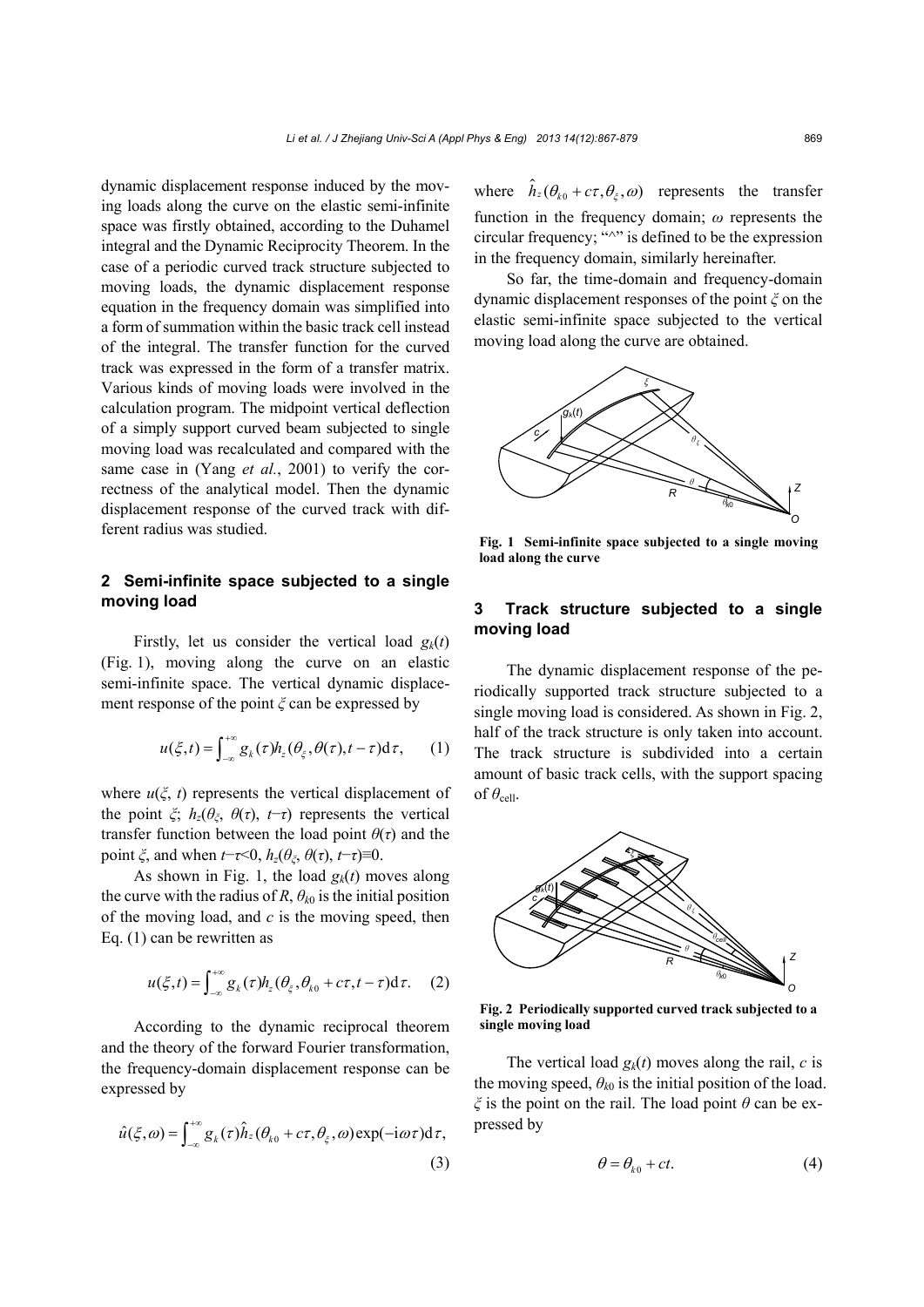dynamic displacement response induced by the moving loads along the curve on the elastic semi-infinite space was firstly obtained, according to the Duhamel integral and the Dynamic Reciprocity Theorem. In the case of a periodic curved track structure subjected to moving loads, the dynamic displacement response equation in the frequency domain was simplified into a form of summation within the basic track cell instead of the integral. The transfer function for the curved track was expressed in the form of a transfer matrix. Various kinds of moving loads were involved in the calculation program. The midpoint vertical deflection of a simply support curved beam subjected to single moving load was recalculated and compared with the same case in (Yang *et al.*, 2001) to verify the correctness of the analytical model. Then the dynamic displacement response of the curved track with different radius was studied.

## 2 Semi-infinite space subjected to a single moving load

Firstly, let us consider the vertical load $g_k(t)$ (Fig. 1), moving along the curve on an elastic semi-infinite space. The vertical dynamic displacement response of the point $\xi$ can be expressed by

$$u(\xi,t)=\int_{-\infty}^{+\infty} g_k(\tau)h_z(\theta_\xi,\theta(\tau),t-\tau)\mathrm{d}\tau, \qquad (1)$$

where $u(\xi, t)$ represents the vertical displacement of the point $\xi$; $h_z(\theta_\xi, \theta(\tau), t-\tau)$ represents the vertical transfer function between the load point $\theta(\tau)$ and the point $\xi$, and when $t-\tau<0$, $h_z(\theta_\xi, \theta(\tau), t-\tau)\equiv 0$.

As shown in Fig. 1, the load $g_k(t)$ moves along the curve with the radius of $R$, $\theta_{k0}$ is the initial position of the moving load, and $c$ is the moving speed, then Eq. (1) can be rewritten as

$$u(\xi,t)=\int_{-\infty}^{+\infty} g_k(\tau)h_z(\theta_\xi,\theta_{k0}+c\tau,t-\tau)\mathrm{d}\tau. \qquad (2)$$

According to the dynamic reciprocal theorem and the theory of the forward Fourier transformation, the frequency-domain displacement response can be expressed by

$$\hat{u}(\xi,\omega)=\int_{-\infty}^{+\infty} g_k(\tau)\hat{h}_z(\theta_{k0}+c\tau,\theta_\xi,\omega)\exp(-\mathrm{i}\omega\tau)\mathrm{d}\tau, \qquad (3)$$

where $\hat{h}_z(\theta_{k0}+c\tau,\theta_\xi,\omega)$ represents the transfer function in the frequency domain; $\omega$ represents the circular frequency; "^" is defined to be the expression in the frequency domain, similarly hereinafter.

So far, the time-domain and frequency-domain dynamic displacement responses of the point $\xi$ on the elastic semi-infinite space subjected to the vertical moving load along the curve are obtained.

**Fig. 1 Semi-infinite space subjected to a single moving load along the curve**

## 3 Track structure subjected to a single moving load

The dynamic displacement response of the periodically supported track structure subjected to a single moving load is considered. As shown in Fig. 2, half of the track structure is only taken into account. The track structure is subdivided into a certain amount of basic track cells, with the support spacing of $\theta_{\text{cell}}$.

**Fig. 2 Periodically supported curved track subjected to a single moving load**

The vertical load $g_k(t)$ moves along the rail, $c$ is the moving speed, $\theta_{k0}$ is the initial position of the load. $\xi$ is the point on the rail. The load point $\theta$ can be expressed by

$$\theta=\theta_{k0}+ct. \qquad (4)$$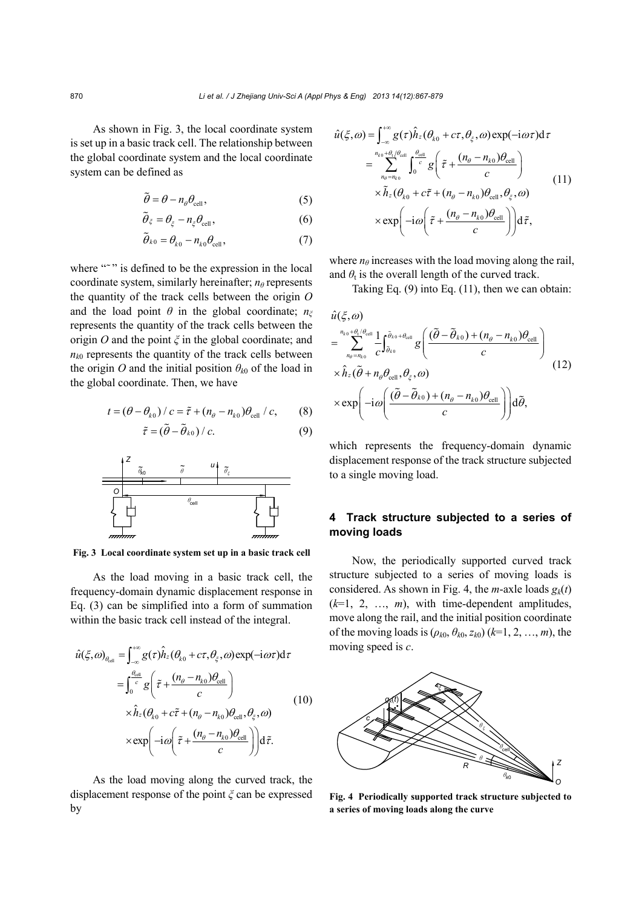As shown in Fig. 3, the local coordinate system is set up in a basic track cell. The relationship between the global coordinate system and the local coordinate system can be defined as

$$\tilde{\theta} = \theta - n_\theta \theta_{\text{cell}}, \tag{5}$$

$$\tilde{\theta}_\xi = \theta_\xi - n_\xi \theta_{\text{cell}}, \tag{6}$$

$$\tilde{\theta}_{k0} = \theta_{k0} - n_{k0} \theta_{\text{cell}}, \tag{7}$$

where "~" is defined to be the expression in the local coordinate system, similarly hereinafter; $n_\theta$ represents the quantity of the track cells between the origin $O$ and the load point $\theta$ in the global coordinate; $n_\xi$ represents the quantity of the track cells between the origin $O$ and the point $\xi$ in the global coordinate; and $n_{k0}$ represents the quantity of the track cells between the origin $O$ and the initial position $\theta_{k0}$ of the load in the global coordinate. Then, we have

$$t = (\theta - \theta_{k0})/c = \tilde{\tau} + (n_\theta - n_{k0})\theta_{\text{cell}}/c, \tag{8}$$

$$\tilde{\tau} = (\tilde{\theta} - \tilde{\theta}_{k0})/c. \tag{9}$$

**Fig. 3 Local coordinate system set up in a basic track cell**

As the load moving in a basic track cell, the frequency-domain dynamic displacement response in Eq. (3) can be simplified into a form of summation within the basic track cell instead of the integral.

$$\begin{aligned}
\hat{u}(\xi,\omega)_{\theta_{\text{cell}}} &= \int_{-\infty}^{+\infty} g(\tau)\hat{h}_z(\theta_{k0}+c\tau,\theta_\xi,\omega)\exp(-\mathrm{i}\omega\tau)\mathrm{d}\tau \\
&= \int_0^{\frac{\theta_{\text{cell}}}{c}} g\left(\tilde{\tau}+\frac{(n_\theta-n_{k0})\theta_{\text{cell}}}{c}\right) \\
&\quad \times \hat{h}_z(\theta_{k0}+c\tilde{\tau}+(n_\theta-n_{k0})\theta_{\text{cell}},\theta_\xi,\omega) \\
&\quad \times \exp\left(-\mathrm{i}\omega\left(\tilde{\tau}+\frac{(n_\theta-n_{k0})\theta_{\text{cell}}}{c}\right)\right)\mathrm{d}\tilde{\tau}.
\end{aligned} \tag{10}$$

As the load moving along the curved track, the displacement response of the point $\xi$ can be expressed by

$$\begin{aligned}
\hat{u}(\xi,\omega) &= \int_{-\infty}^{+\infty} g(\tau)\hat{h}_z(\theta_{k0}+c\tau,\theta_\xi,\omega)\exp(-\mathrm{i}\omega\tau)\mathrm{d}\tau \\
&= \sum_{n_\theta=n_{k0}}^{n_{k0}+\theta_t/\theta_{\text{cell}}} \int_0^{\frac{\theta_{\text{cell}}}{c}} g\left(\tilde{\tau}+\frac{(n_\theta-n_{k0})\theta_{\text{cell}}}{c}\right) \\
&\quad \times \tilde{h}_z(\theta_{k0}+c\tilde{\tau}+(n_\theta-n_{k0})\theta_{\text{cell}},\theta_\xi,\omega) \\
&\quad \times \exp\left(-\mathrm{i}\omega\left(\tilde{\tau}+\frac{(n_\theta-n_{k0})\theta_{\text{cell}}}{c}\right)\right)\mathrm{d}\tilde{\tau},
\end{aligned} \tag{11}$$

where $n_\theta$ increases with the load moving along the rail, and $\theta_t$ is the overall length of the curved track.

Taking Eq. (9) into Eq. (11), then we can obtain:

$$\begin{aligned}
&\hat{u}(\xi,\omega) \\
&= \sum_{n_\theta=n_{k0}}^{n_{k0}+\theta_t/\theta_{\text{cell}}} \frac{1}{c}\int_{\tilde{\theta}_{k0}}^{\tilde{\theta}_{k0}+\theta_{\text{cell}}} g\left(\frac{(\tilde{\theta}-\tilde{\theta}_{k0})+(n_\theta-n_{k0})\theta_{\text{cell}}}{c}\right) \\
&\quad \times \hat{h}_z(\tilde{\theta}+n_\theta\theta_{\text{cell}},\theta_\xi,\omega) \\
&\quad \times \exp\left(-\mathrm{i}\omega\left(\frac{(\tilde{\theta}-\tilde{\theta}_{k0})+(n_\theta-n_{k0})\theta_{\text{cell}}}{c}\right)\right)\mathrm{d}\tilde{\theta},
\end{aligned} \tag{12}$$

which represents the frequency-domain dynamic displacement response of the track structure subjected to a single moving load.

## 4 Track structure subjected to a series of moving loads

Now, the periodically supported curved track structure subjected to a series of moving loads is considered. As shown in Fig. 4, the $m$-axle loads $g_k(t)$ ($k$=1, 2, …, $m$), with time-dependent amplitudes, move along the rail, and the initial position coordinate of the moving loads is ($\rho_{k0}$, $\theta_{k0}$, $z_{k0}$) ($k$=1, 2, …, $m$), the moving speed is $c$.

**Fig. 4 Periodically supported track structure subjected to a series of moving loads along the curve**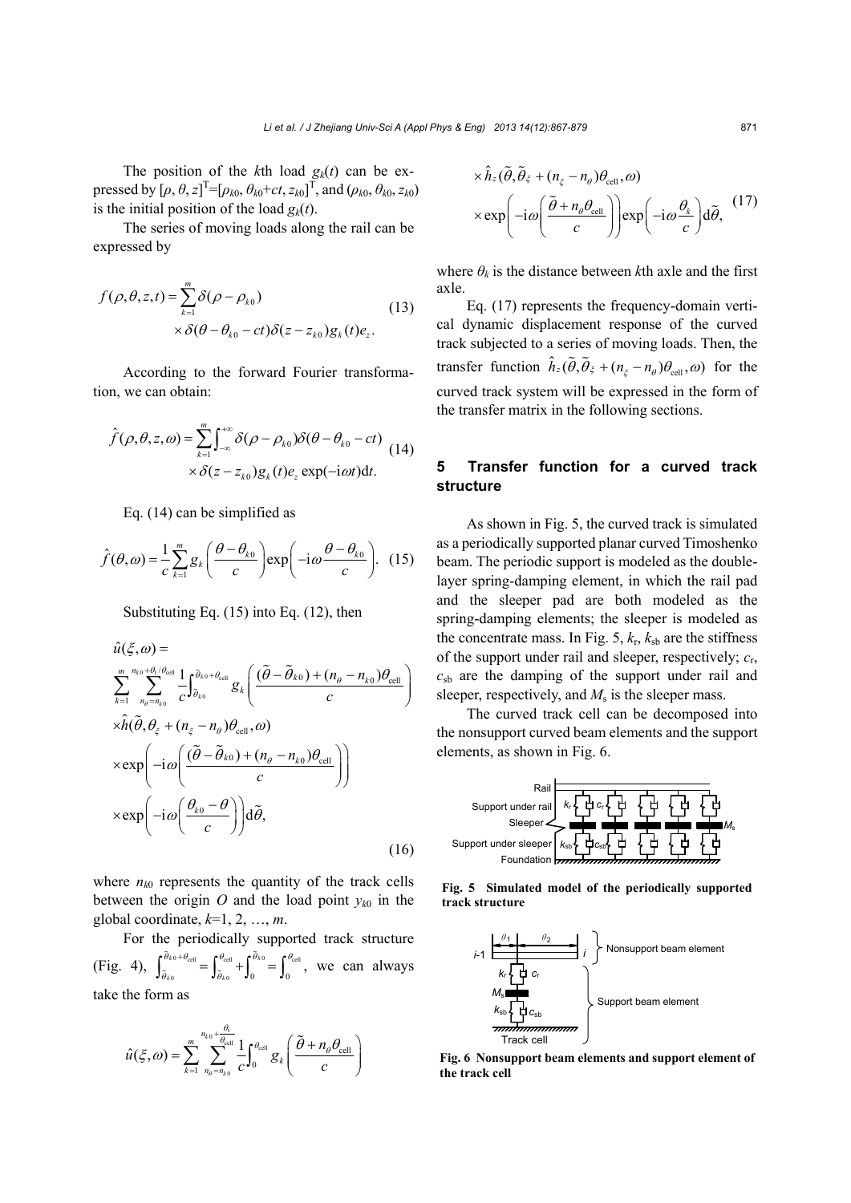The position of the $k$th load $g_k(t)$ can be expressed by $[\rho, \theta, z]^{\mathrm{T}}=[\rho_{k0}, \theta_{k0}+ct, z_{k0}]^{\mathrm{T}}$, and $(\rho_{k0}, \theta_{k0}, z_{k0})$ is the initial position of the load $g_k(t)$.

The series of moving loads along the rail can be expressed by

$$
\begin{aligned}
f(\rho,\theta,z,t) = & \sum_{k=1}^{m} \delta(\rho-\rho_{k0}) \\
& \times \delta(\theta-\theta_{k0}-ct)\delta(z-z_{k0})g_k(t)e_z.
\end{aligned} \tag{13}
$$

According to the forward Fourier transformation, we can obtain:

$$
\begin{aligned}
\hat{f}(\rho,\theta,z,\omega) = & \sum_{k=1}^{m}\int_{-\infty}^{+\infty}\delta(\rho-\rho_{k0})\delta(\theta-\theta_{k0}-ct) \\
& \times \delta(z-z_{k0})g_k(t)e_z\exp(-\mathrm{i}\omega t)\mathrm{d}t.
\end{aligned} \tag{14}
$$

Eq. (14) can be simplified as

$$
\hat{f}(\theta,\omega) = \frac{1}{c}\sum_{k=1}^{m} g_k\left(\frac{\theta-\theta_{k0}}{c}\right)\exp\left(-\mathrm{i}\omega\frac{\theta-\theta_{k0}}{c}\right). \tag{15}
$$

Substituting Eq. (15) into Eq. (12), then

$$
\begin{aligned}
&\hat{u}(\xi,\omega) = \\
&\sum_{k=1}^{m}\sum_{n_\theta=n_{k0}}^{n_{k0}+\theta_t/\theta_{\mathrm{cell}}}\frac{1}{c}\int_{\tilde{\theta}_{k0}}^{\tilde{\theta}_{k0}+\theta_{\mathrm{cell}}} g_k\left(\frac{(\tilde{\theta}-\tilde{\theta}_{k0})+(n_\theta-n_{k0})\theta_{\mathrm{cell}}}{c}\right) \\
&\times\hat{h}(\tilde{\theta},\theta_\xi+(n_\xi-n_\theta)\theta_{\mathrm{cell}},\omega) \\
&\times\exp\left(-\mathrm{i}\omega\left(\frac{(\tilde{\theta}-\tilde{\theta}_{k0})+(n_\theta-n_{k0})\theta_{\mathrm{cell}}}{c}\right)\right) \\
&\times\exp\left(-\mathrm{i}\omega\left(\frac{\theta_{k0}-\theta}{c}\right)\right)\mathrm{d}\tilde{\theta},
\end{aligned} \tag{16}
$$

where $n_{k0}$ represents the quantity of the track cells between the origin $O$ and the load point $y_{k0}$ in the global coordinate, $k$=1, 2, …, $m$.

For the periodically supported track structure (Fig. 4), $\int_{\tilde{\theta}_{k0}}^{\tilde{\theta}_{k0}+\theta_{\mathrm{cell}}}=\int_{\tilde{\theta}_{k0}}^{\theta_{\mathrm{cell}}}+\int_{0}^{\tilde{\theta}_{k0}}=\int_{0}^{\theta_{\mathrm{cell}}}$, we can always take the form as

$$
\begin{aligned}
\hat{u}(\xi,\omega) = & \sum_{k=1}^{m}\sum_{n_\theta=n_{k0}}^{n_{k0}+\frac{\theta_t}{\theta_{\mathrm{cell}}}}\frac{1}{c}\int_{0}^{\theta_{\mathrm{cell}}} g_k\left(\frac{\tilde{\theta}+n_\theta\theta_{\mathrm{cell}}}{c}\right) \\
&\times\hat{h}_z(\tilde{\theta},\tilde{\theta}_\xi+(n_\xi-n_\theta)\theta_{\mathrm{cell}},\omega) \\
&\times\exp\left(-\mathrm{i}\omega\left(\frac{\tilde{\theta}+n_\theta\theta_{\mathrm{cell}}}{c}\right)\right)\exp\left(-\mathrm{i}\omega\frac{\theta_k}{c}\right)\mathrm{d}\tilde{\theta},
\end{aligned} \tag{17}
$$

where $\theta_k$ is the distance between $k$th axle and the first axle.

Eq. (17) represents the frequency-domain vertical dynamic displacement response of the curved track subjected to a series of moving loads. Then, the transfer function $\hat{h}_z(\tilde{\theta},\tilde{\theta}_\xi+(n_\xi-n_\theta)\theta_{\mathrm{cell}},\omega)$ for the curved track system will be expressed in the form of the transfer matrix in the following sections.

## 5 Transfer function for a curved track structure

As shown in Fig. 5, the curved track is simulated as a periodically supported planar curved Timoshenko beam. The periodic support is modeled as the double-layer spring-damping element, in which the rail pad and the sleeper pad are both modeled as the spring-damping elements; the sleeper is modeled as the concentrate mass. In Fig. 5, $k_{\mathrm{r}}$, $k_{\mathrm{sb}}$ are the stiffness of the support under rail and sleeper, respectively; $c_{\mathrm{r}}$, $c_{\mathrm{sb}}$ are the damping of the support under rail and sleeper, respectively, and $M_{\mathrm{s}}$ is the sleeper mass.

The curved track cell can be decomposed into the nonsupport curved beam elements and the support elements, as shown in Fig. 6.

**Fig. 5 Simulated model of the periodically supported track structure**

**Fig. 6 Nonsupport beam elements and support element of the track cell**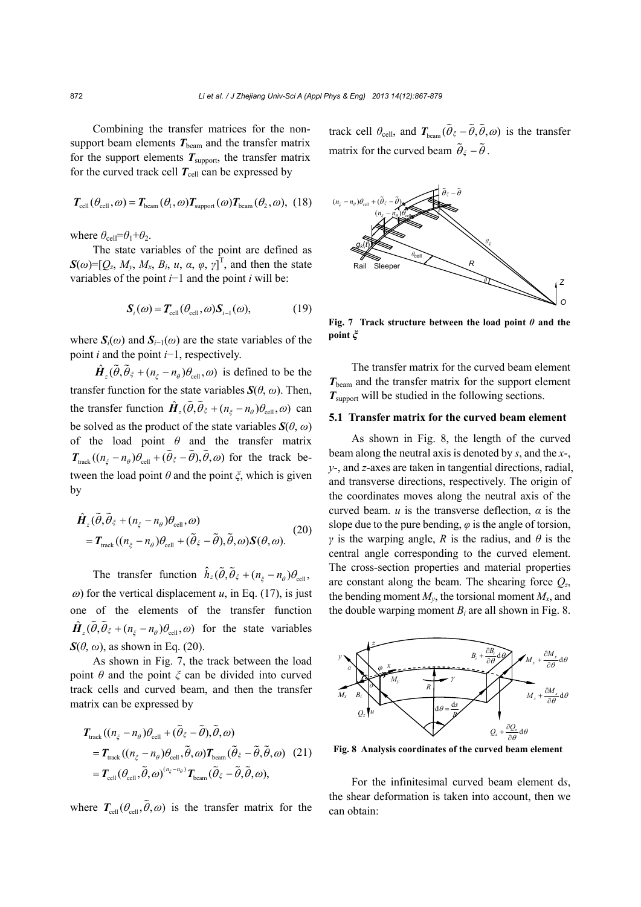Combining the transfer matrices for the non-support beam elements $\boldsymbol{T}_{\text{beam}}$ and the transfer matrix for the support elements $\boldsymbol{T}_{\text{support}}$, the transfer matrix for the curved track cell $\boldsymbol{T}_{\text{cell}}$ can be expressed by

$$\boldsymbol{T}_{\text{cell}}(\theta_{\text{cell}},\omega)=\boldsymbol{T}_{\text{beam}}(\theta_1,\omega)\boldsymbol{T}_{\text{support}}(\omega)\boldsymbol{T}_{\text{beam}}(\theta_2,\omega), \quad (18)$$

where $\theta_{\text{cell}}=\theta_1+\theta_2$.

The state variables of the point are defined as $\boldsymbol{S}(\omega)=[Q_z, M_y, M_x, B_i, u, \alpha, \varphi, \gamma]^{\text{T}}$, and then the state variables of the point $i-1$ and the point $i$ will be:

$$\boldsymbol{S}_i(\omega)=\boldsymbol{T}_{\text{cell}}(\theta_{\text{cell}},\omega)\boldsymbol{S}_{i-1}(\omega), \quad (19)$$

where $\boldsymbol{S}_i(\omega)$ and $\boldsymbol{S}_{i-1}(\omega)$ are the state variables of the point $i$ and the point $i-1$, respectively.

$\hat{\boldsymbol{H}}_z(\tilde{\theta},\tilde{\theta}_\xi+(n_\xi-n_\theta)\theta_{\text{cell}},\omega)$ is defined to be the transfer function for the state variables $\boldsymbol{S}(\theta, \omega)$. Then, the transfer function $\hat{\boldsymbol{H}}_z(\tilde{\theta},\tilde{\theta}_\xi+(n_\xi-n_\theta)\theta_{\text{cell}},\omega)$ can be solved as the product of the state variables $\boldsymbol{S}(\theta, \omega)$ of the load point $\theta$ and the transfer matrix $\boldsymbol{T}_{\text{track}}((n_\xi-n_\theta)\theta_{\text{cell}}+(\tilde{\theta}_\xi-\tilde{\theta}),\tilde{\theta},\omega)$ for the track between the load point $\theta$ and the point $\xi$, which is given by

$$\begin{aligned}&\hat{\boldsymbol{H}}_z(\tilde{\theta},\tilde{\theta}_\xi+(n_\xi-n_\theta)\theta_{\text{cell}},\omega)\\&=\boldsymbol{T}_{\text{track}}((n_\xi-n_\theta)\theta_{\text{cell}}+(\tilde{\theta}_\xi-\tilde{\theta}),\tilde{\theta},\omega)\boldsymbol{S}(\theta,\omega).\end{aligned} \quad (20)$$

The transfer function $\hat{h}_z(\tilde{\theta},\tilde{\theta}_\xi+(n_\xi-n_\theta)\theta_{\text{cell}}, \omega)$ for the vertical displacement $u$, in Eq. (17), is just one of the elements of the transfer function $\hat{\boldsymbol{H}}_z(\tilde{\theta},\tilde{\theta}_\xi+(n_\xi-n_\theta)\theta_{\text{cell}},\omega)$ for the state variables $\boldsymbol{S}(\theta, \omega)$, as shown in Eq. (20).

As shown in Fig. 7, the track between the load point $\theta$ and the point $\xi$ can be divided into curved track cells and curved beam, and then the transfer matrix can be expressed by

$$\begin{aligned}&\boldsymbol{T}_{\text{track}}((n_\xi-n_\theta)\theta_{\text{cell}}+(\tilde{\theta}_\xi-\tilde{\theta}),\tilde{\theta},\omega)\\&=\boldsymbol{T}_{\text{track}}((n_\xi-n_\theta)\theta_{\text{cell}},\tilde{\theta},\omega)\boldsymbol{T}_{\text{beam}}(\tilde{\theta}_\xi-\tilde{\theta},\tilde{\theta},\omega)\\&=\boldsymbol{T}_{\text{cell}}(\theta_{\text{cell}},\tilde{\theta},\omega)^{(n_\xi-n_\theta)}\boldsymbol{T}_{\text{beam}}(\tilde{\theta}_\xi-\tilde{\theta},\tilde{\theta},\omega),\end{aligned} \quad (21)$$

where $\boldsymbol{T}_{\text{cell}}(\theta_{\text{cell}},\tilde{\theta},\omega)$ is the transfer matrix for the track cell $\theta_{\text{cell}}$, and $\boldsymbol{T}_{\text{beam}}(\tilde{\theta}_\xi-\tilde{\theta},\tilde{\theta},\omega)$ is the transfer matrix for the curved beam $\tilde{\theta}_\xi-\tilde{\theta}$.

**Fig. 7 Track structure between the load point $\theta$ and the point $\xi$**

The transfer matrix for the curved beam element $\boldsymbol{T}_{\text{beam}}$ and the transfer matrix for the support element $\boldsymbol{T}_{\text{support}}$ will be studied in the following sections.

### 5.1 Transfer matrix for the curved beam element

As shown in Fig. 8, the length of the curved beam along the neutral axis is denoted by $s$, and the $x$-, $y$-, and $z$-axes are taken in tangential directions, radial, and transverse directions, respectively. The origin of the coordinates moves along the neutral axis of the curved beam. $u$ is the transverse deflection, $\alpha$ is the slope due to the pure bending, $\varphi$ is the angle of torsion, $\gamma$ is the warping angle, $R$ is the radius, and $\theta$ is the central angle corresponding to the curved element. The cross-section properties and material properties are constant along the beam. The shearing force $Q_z$, the bending moment $M_y$, the torsional moment $M_x$, and the double warping moment $B_i$ are all shown in Fig. 8.

**Fig. 8 Analysis coordinates of the curved beam element**

For the infinitesimal curved beam element d$s$, the shear deformation is taken into account, then we can obtain: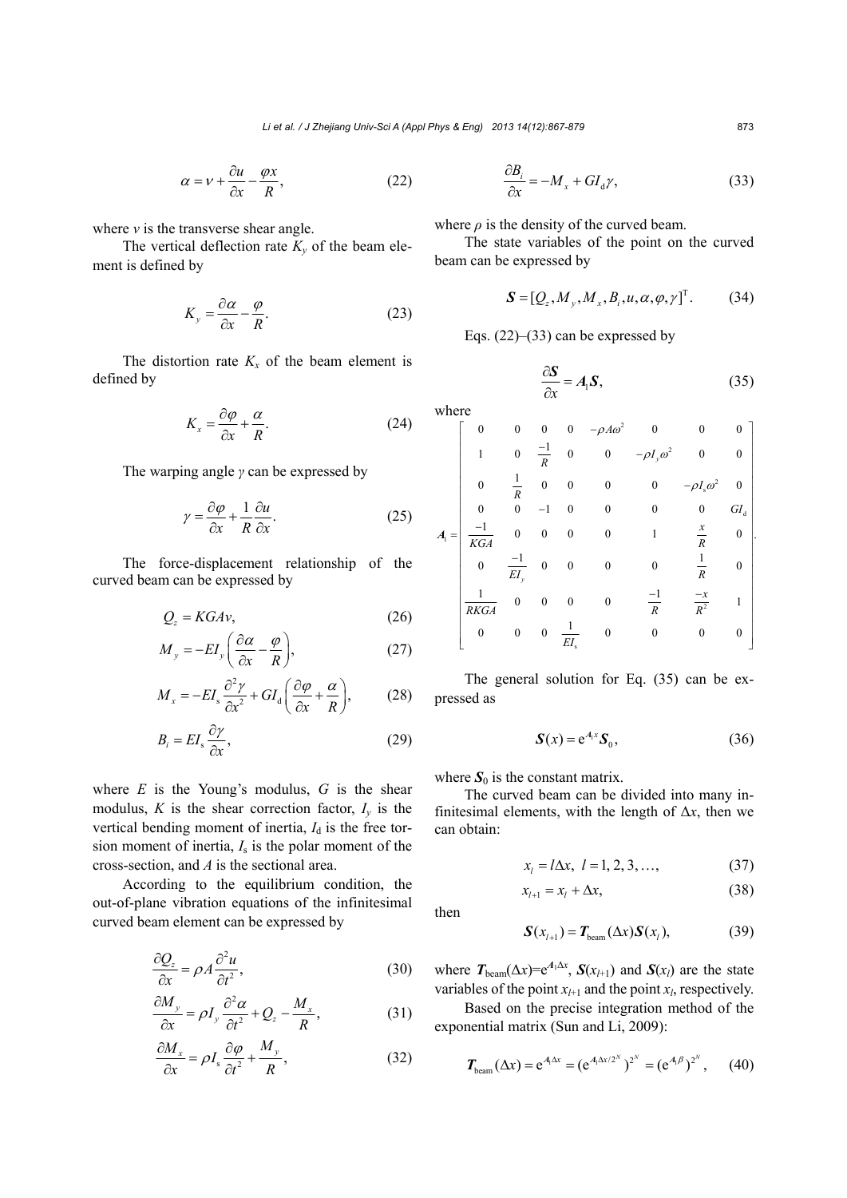$$\alpha = v + \frac{\partial u}{\partial x} - \frac{\varphi x}{R}, \tag{22}$$

where $v$ is the transverse shear angle.

The vertical deflection rate $K_y$ of the beam element is defined by

$$K_y = \frac{\partial \alpha}{\partial x} - \frac{\varphi}{R}. \tag{23}$$

The distortion rate $K_x$ of the beam element is defined by

$$K_x = \frac{\partial \varphi}{\partial x} + \frac{\alpha}{R}. \tag{24}$$

The warping angle $\gamma$ can be expressed by

$$\gamma = \frac{\partial \varphi}{\partial x} + \frac{1}{R}\frac{\partial u}{\partial x}. \tag{25}$$

The force-displacement relationship of the curved beam can be expressed by

$$Q_z = KGAv, \tag{26}$$

$$M_y = -EI_y\left(\frac{\partial \alpha}{\partial x} - \frac{\varphi}{R}\right), \tag{27}$$

$$M_x = -EI_s\frac{\partial^2 \gamma}{\partial x^2} + GI_d\left(\frac{\partial \varphi}{\partial x} + \frac{\alpha}{R}\right), \tag{28}$$

$$B_i = EI_s\frac{\partial \gamma}{\partial x}, \tag{29}$$

where $E$ is the Young's modulus, $G$ is the shear modulus, $K$ is the shear correction factor, $I_y$ is the vertical bending moment of inertia, $I_d$ is the free torsion moment of inertia, $I_s$ is the polar moment of the cross-section, and $A$ is the sectional area.

According to the equilibrium condition, the out-of-plane vibration equations of the infinitesimal curved beam element can be expressed by

$$\frac{\partial Q_z}{\partial x} = \rho A\frac{\partial^2 u}{\partial t^2}, \tag{30}$$

$$\frac{\partial M_y}{\partial x} = \rho I_y\frac{\partial^2 \alpha}{\partial t^2} + Q_z - \frac{M_x}{R}, \tag{31}$$

$$\frac{\partial M_x}{\partial x} = \rho I_s\frac{\partial \varphi}{\partial t^2} + \frac{M_y}{R}, \tag{32}$$

$$\frac{\partial B_i}{\partial x} = -M_x + GI_d\gamma, \tag{33}$$

where $\rho$ is the density of the curved beam.

The state variables of the point on the curved beam can be expressed by

$$\boldsymbol{S} = [Q_z, M_y, M_x, B_i, u, \alpha, \varphi, \gamma]^{\mathrm{T}}. \tag{34}$$

Eqs. (22)–(33) can be expressed by

$$\frac{\partial \boldsymbol{S}}{\partial x} = \boldsymbol{A}_1\boldsymbol{S}, \tag{35}$$

where

$$\boldsymbol{A}_1 = \begin{bmatrix} 0 & 0 & 0 & 0 & -\rho A\omega^2 & 0 & 0 & 0 \\ 1 & 0 & \frac{-1}{R} & 0 & 0 & -\rho I_y\omega^2 & 0 & 0 \\ 0 & \frac{1}{R} & 0 & 0 & 0 & 0 & -\rho I_s\omega^2 & 0 \\ 0 & 0 & -1 & 0 & 0 & 0 & 0 & GI_d \\ \frac{-1}{KGA} & 0 & 0 & 0 & 0 & 1 & \frac{x}{R} & 0 \\ 0 & \frac{-1}{EI_y} & 0 & 0 & 0 & 0 & \frac{1}{R} & 0 \\ \frac{1}{RKGA} & 0 & 0 & 0 & 0 & \frac{-1}{R} & \frac{-x}{R^2} & 1 \\ 0 & 0 & 0 & \frac{1}{EI_s} & 0 & 0 & 0 & 0 \end{bmatrix}.$$

The general solution for Eq. (35) can be expressed as

$$\boldsymbol{S}(x) = \mathrm{e}^{\boldsymbol{A}_1 x}\boldsymbol{S}_0, \tag{36}$$

where $\boldsymbol{S}_0$ is the constant matrix.

The curved beam can be divided into many infinitesimal elements, with the length of $\Delta x$, then we can obtain:

$$x_l = l\Delta x,\ l = 1, 2, 3, \ldots, \tag{37}$$

$$x_{l+1} = x_l + \Delta x, \tag{38}$$

then

$$\boldsymbol{S}(x_{l+1}) = \boldsymbol{T}_{\text{beam}}(\Delta x)\boldsymbol{S}(x_l), \tag{39}$$

where $\boldsymbol{T}_{\text{beam}}(\Delta x)=\mathrm{e}^{\boldsymbol{A}_1\Delta x}$, $\boldsymbol{S}(x_{l+1})$ and $\boldsymbol{S}(x_l)$ are the state variables of the point $x_{l+1}$ and the point $x_l$, respectively.

Based on the precise integration method of the exponential matrix (Sun and Li, 2009):

$$\boldsymbol{T}_{\text{beam}}(\Delta x) = \mathrm{e}^{\boldsymbol{A}_1\Delta x} = (\mathrm{e}^{\boldsymbol{A}_1\Delta x/2^N})^{2^N} = (\mathrm{e}^{\boldsymbol{A}_1\beta})^{2^N}, \tag{40}$$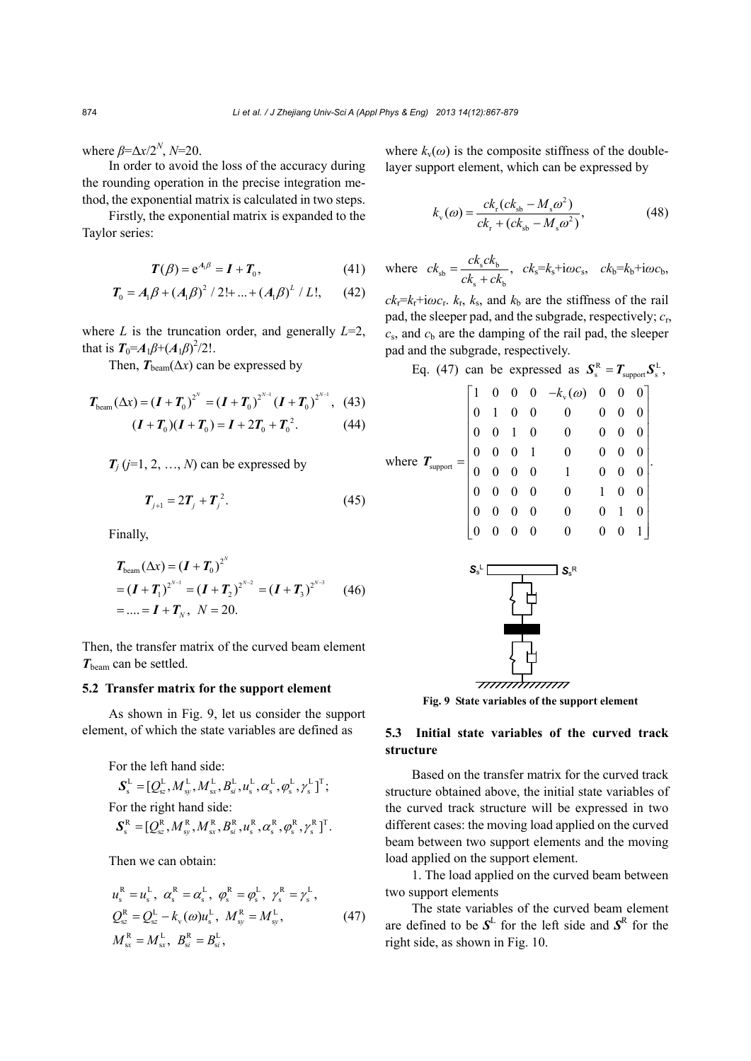where $\beta=\Delta x/2^N$, $N$=20.

In order to avoid the loss of the accuracy during the rounding operation in the precise integration method, the exponential matrix is calculated in two steps.

Firstly, the exponential matrix is expanded to the Taylor series:

$$\boldsymbol{T}(\beta)=\mathrm{e}^{\boldsymbol{A}_1\beta}=\boldsymbol{I}+\boldsymbol{T}_0, \tag{41}$$

$$\boldsymbol{T}_0=\boldsymbol{A}_1\beta+(\boldsymbol{A}_1\beta)^2/2!+\ldots+(\boldsymbol{A}_1\beta)^L/L!, \tag{42}$$

where $L$ is the truncation order, and generally $L$=2, that is $\boldsymbol{T}_0=\boldsymbol{A}_1\beta+(\boldsymbol{A}_1\beta)^2/2!$.

Then, $\boldsymbol{T}_{\text{beam}}(\Delta x)$ can be expressed by

$$\boldsymbol{T}_{\text{beam}}(\Delta x)=(\boldsymbol{I}+\boldsymbol{T}_0)^{2^N}=(\boldsymbol{I}+\boldsymbol{T}_0)^{2^{N-1}}(\boldsymbol{I}+\boldsymbol{T}_0)^{2^{N-1}}, \tag{43}$$

$$(\boldsymbol{I}+\boldsymbol{T}_0)(\boldsymbol{I}+\boldsymbol{T}_0)=\boldsymbol{I}+2\boldsymbol{T}_0+\boldsymbol{T}_0^2. \tag{44}$$

$\boldsymbol{T}_j$ ($j$=1, 2, …, $N$) can be expressed by

$$\boldsymbol{T}_{j+1}=2\boldsymbol{T}_j+\boldsymbol{T}_j^2. \tag{45}$$

Finally,

$$\begin{aligned}\boldsymbol{T}_{\text{beam}}(\Delta x)&=(\boldsymbol{I}+\boldsymbol{T}_0)^{2^N}\\&=(\boldsymbol{I}+\boldsymbol{T}_1)^{2^{N-1}}=(\boldsymbol{I}+\boldsymbol{T}_2)^{2^{N-2}}=(\boldsymbol{I}+\boldsymbol{T}_3)^{2^{N-3}}\\&=\ldots.=\boldsymbol{I}+\boldsymbol{T}_N,\ \ N=20.\end{aligned} \tag{46}$$

Then, the transfer matrix of the curved beam element $\boldsymbol{T}_{\text{beam}}$ can be settled.

### 5.2 Transfer matrix for the support element

As shown in Fig. 9, let us consider the support element, of which the state variables are defined as

For the left hand side:
$\boldsymbol{S}_{\text{s}}^{\text{L}}=[Q_{sz}^{\text{L}},M_{sy}^{\text{L}},M_{sx}^{\text{L}},B_{si}^{\text{L}},u_{\text{s}}^{\text{L}},\alpha_{\text{s}}^{\text{L}},\varphi_{\text{s}}^{\text{L}},\gamma_{\text{s}}^{\text{L}}]^{\text{T}}$;
For the right hand side:
$\boldsymbol{S}_{\text{s}}^{\text{R}}=[Q_{sz}^{\text{R}},M_{sy}^{\text{R}},M_{sx}^{\text{R}},B_{si}^{\text{R}},u_{\text{s}}^{\text{R}},\alpha_{\text{s}}^{\text{R}},\varphi_{\text{s}}^{\text{R}},\gamma_{\text{s}}^{\text{R}}]^{\text{T}}$.

Then we can obtain:

$$\begin{aligned}&u_{\text{s}}^{\text{R}}=u_{\text{s}}^{\text{L}},\ \alpha_{\text{s}}^{\text{R}}=\alpha_{\text{s}}^{\text{L}},\ \varphi_{\text{s}}^{\text{R}}=\varphi_{\text{s}}^{\text{L}},\ \gamma_{\text{s}}^{\text{R}}=\gamma_{\text{s}}^{\text{L}},\\&Q_{sz}^{\text{R}}=Q_{sz}^{\text{L}}-k_{\text{v}}(\omega)u_{\text{s}}^{\text{L}},\ M_{sy}^{\text{R}}=M_{sy}^{\text{L}},\\&M_{sx}^{\text{R}}=M_{sx}^{\text{L}},\ B_{si}^{\text{R}}=B_{si}^{\text{L}},\end{aligned} \tag{47}$$

where $k_{\text{v}}(\omega)$ is the composite stiffness of the double-layer support element, which can be expressed by

$$k_{\text{v}}(\omega)=\frac{ck_{\text{r}}(ck_{\text{sb}}-M_{\text{s}}\omega^2)}{ck_{\text{r}}+(ck_{\text{sb}}-M_{\text{s}}\omega^2)}, \tag{48}$$

where $ck_{\text{sb}}=\dfrac{ck_{\text{s}}ck_{\text{b}}}{ck_{\text{s}}+ck_{\text{b}}}$, $ck_{\text{s}}=k_{\text{s}}+\text{i}\omega c_{\text{s}}$, $ck_{\text{b}}=k_{\text{b}}+\text{i}\omega c_{\text{b}}$, $ck_{\text{r}}=k_{\text{r}}+\text{i}\omega c_{\text{r}}$. $k_{\text{r}}$, $k_{\text{s}}$, and $k_{\text{b}}$ are the stiffness of the rail pad, the sleeper pad, and the subgrade, respectively; $c_{\text{r}}$, $c_{\text{s}}$, and $c_{\text{b}}$ are the damping of the rail pad, the sleeper pad and the subgrade, respectively.

Eq. (47) can be expressed as $\boldsymbol{S}_{\text{s}}^{\text{R}}=\boldsymbol{T}_{\text{support}}\boldsymbol{S}_{\text{s}}^{\text{L}}$, where 

$$\boldsymbol{T}_{\text{support}}=\begin{bmatrix}1&0&0&0&-k_{\text{v}}(\omega)&0&0&0\\0&1&0&0&0&0&0&0\\0&0&1&0&0&0&0&0\\0&0&0&1&0&0&0&0\\0&0&0&0&1&0&0&0\\0&0&0&0&0&1&0&0\\0&0&0&0&0&0&1&0\\0&0&0&0&0&0&0&1\end{bmatrix}.$$

**Fig. 9 State variables of the support element**

### 5.3 Initial state variables of the curved track structure

Based on the transfer matrix for the curved track structure obtained above, the initial state variables of the curved track structure will be expressed in two different cases: the moving load applied on the curved beam between two support elements and the moving load applied on the support element.

1. The load applied on the curved beam between two support elements

The state variables of the curved beam element are defined to be $\boldsymbol{S}^{\text{L}}$ for the left side and $\boldsymbol{S}^{\text{R}}$ for the right side, as shown in Fig. 10.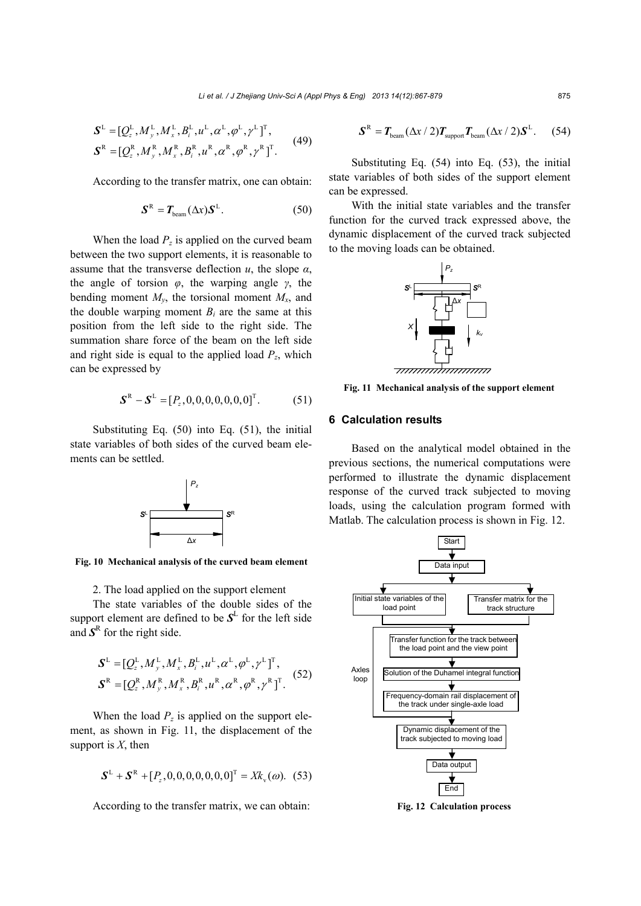$$\boldsymbol{S}^{\mathrm{L}}=[Q_z^{\mathrm{L}},M_y^{\mathrm{L}},M_x^{\mathrm{L}},B_i^{\mathrm{L}},u^{\mathrm{L}},\alpha^{\mathrm{L}},\varphi^{\mathrm{L}},\gamma^{\mathrm{L}}]^{\mathrm{T}},$$
$$\boldsymbol{S}^{\mathrm{R}}=[Q_z^{\mathrm{R}},M_y^{\mathrm{R}},M_x^{\mathrm{R}},B_i^{\mathrm{R}},u^{\mathrm{R}},\alpha^{\mathrm{R}},\varphi^{\mathrm{R}},\gamma^{\mathrm{R}}]^{\mathrm{T}}. \tag{49}$$

According to the transfer matrix, one can obtain:

$$\boldsymbol{S}^{\mathrm{R}}=\boldsymbol{T}_{\mathrm{beam}}(\Delta x)\boldsymbol{S}^{\mathrm{L}}. \tag{50}$$

When the load $P_z$ is applied on the curved beam between the two support elements, it is reasonable to assume that the transverse deflection $u$, the slope $\alpha$, the angle of torsion $\varphi$, the warping angle $\gamma$, the bending moment $M_y$, the torsional moment $M_x$, and the double warping moment $B_i$ are the same at this position from the left side to the right side. The summation share force of the beam on the left side and right side is equal to the applied load $P_z$, which can be expressed by

$$\boldsymbol{S}^{\mathrm{R}}-\boldsymbol{S}^{\mathrm{L}}=[P_z,0,0,0,0,0,0,0]^{\mathrm{T}}. \tag{51}$$

Substituting Eq. (50) into Eq. (51), the initial state variables of both sides of the curved beam elements can be settled.

Fig. 10 Mechanical analysis of the curved beam element

2. The load applied on the support element

The state variables of the double sides of the support element are defined to be $\boldsymbol{S}^{\mathrm{L}}$ for the left side and $\boldsymbol{S}^{\mathrm{R}}$ for the right side.

$$\boldsymbol{S}^{\mathrm{L}}=[Q_z^{\mathrm{L}},M_y^{\mathrm{L}},M_x^{\mathrm{L}},B_i^{\mathrm{L}},u^{\mathrm{L}},\alpha^{\mathrm{L}},\varphi^{\mathrm{L}},\gamma^{\mathrm{L}}]^{\mathrm{T}},$$
$$\boldsymbol{S}^{\mathrm{R}}=[Q_z^{\mathrm{R}},M_y^{\mathrm{R}},M_x^{\mathrm{R}},B_i^{\mathrm{R}},u^{\mathrm{R}},\alpha^{\mathrm{R}},\varphi^{\mathrm{R}},\gamma^{\mathrm{R}}]^{\mathrm{T}}. \tag{52}$$

When the load $P_z$ is applied on the support element, as shown in Fig. 11, the displacement of the support is $X$, then

$$\boldsymbol{S}^{\mathrm{L}}+\boldsymbol{S}^{\mathrm{R}}+[P_z,0,0,0,0,0,0,0]^{\mathrm{T}}=Xk_{\mathrm{v}}(\omega). \tag{53}$$

According to the transfer matrix, we can obtain:

$$\boldsymbol{S}^{\mathrm{R}}=\boldsymbol{T}_{\mathrm{beam}}(\Delta x/2)\boldsymbol{T}_{\mathrm{support}}\boldsymbol{T}_{\mathrm{beam}}(\Delta x/2)\boldsymbol{S}^{\mathrm{L}}. \tag{54}$$

Substituting Eq. (54) into Eq. (53), the initial state variables of both sides of the support element can be expressed.

With the initial state variables and the transfer function for the curved track expressed above, the dynamic displacement of the curved track subjected to the moving loads can be obtained.

Fig. 11 Mechanical analysis of the support element

## 6 Calculation results

Based on the analytical model obtained in the previous sections, the numerical computations were performed to illustrate the dynamic displacement response of the curved track subjected to moving loads, using the calculation program formed with Matlab. The calculation process is shown in Fig. 12.

Fig. 12 Calculation process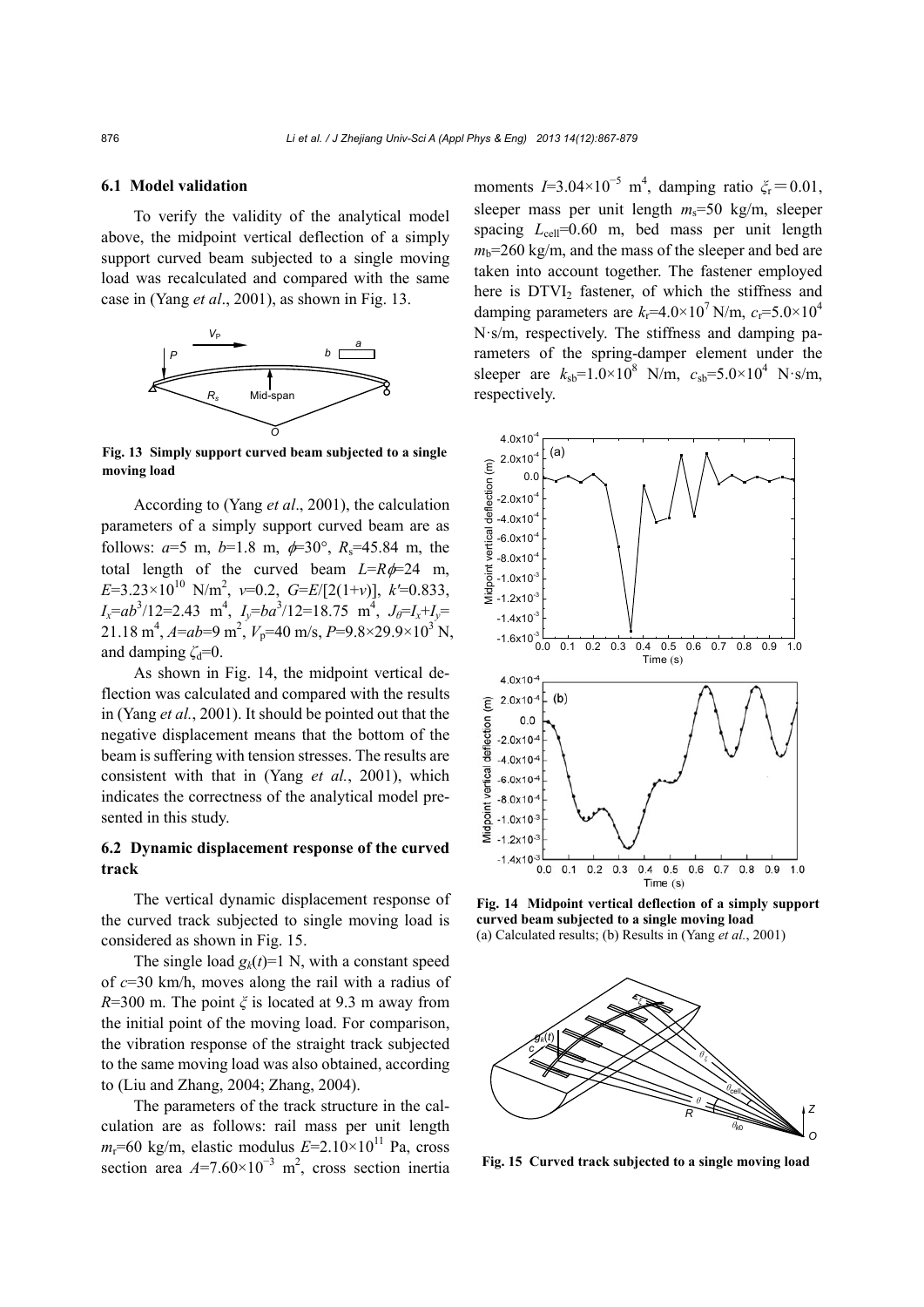### 6.1 Model validation

To verify the validity of the analytical model above, the midpoint vertical deflection of a simply support curved beam subjected to a single moving load was recalculated and compared with the same case in (Yang *et al*., 2001), as shown in Fig. 13.

**Fig. 13 Simply support curved beam subjected to a single moving load**

According to (Yang *et al*., 2001), the calculation parameters of a simply support curved beam are as follows: $a$=5 m, $b$=1.8 m, $\phi$=30°, $R_s$=45.84 m, the total length of the curved beam $L$=$R\phi$=24 m, $E$=3.23×10$^{10}$ N/m$^2$, $v$=0.2, $G$=$E$/[2(1+$v$)], $k'$=0.833, $I_x$=$ab^3$/12=2.43 m$^4$, $I_y$=$ba^3$/12=18.75 m$^4$, $J_\theta$=$I_x$+$I_y$= 21.18 m$^4$, $A$=$ab$=9 m$^2$, $V_p$=40 m/s, $P$=9.8×29.9×10$^3$ N, and damping $\zeta_d$=0.

As shown in Fig. 14, the midpoint vertical deflection was calculated and compared with the results in (Yang *et al.*, 2001). It should be pointed out that the negative displacement means that the bottom of the beam is suffering with tension stresses. The results are consistent with that in (Yang *et al.*, 2001), which indicates the correctness of the analytical model presented in this study.

### 6.2 Dynamic displacement response of the curved track

The vertical dynamic displacement response of the curved track subjected to single moving load is considered as shown in Fig. 15.

The single load $g_k(t)$=1 N, with a constant speed of $c$=30 km/h, moves along the rail with a radius of $R$=300 m. The point $\xi$ is located at 9.3 m away from the initial point of the moving load. For comparison, the vibration response of the straight track subjected to the same moving load was also obtained, according to (Liu and Zhang, 2004; Zhang, 2004).

The parameters of the track structure in the calculation are as follows: rail mass per unit length $m_r$=60 kg/m, elastic modulus $E$=2.10×10$^{11}$ Pa, cross section area $A$=7.60×10$^{-3}$ m$^2$, cross section inertia moments $I$=3.04×10$^{-5}$ m$^4$, damping ratio $\xi_r$ = 0.01, sleeper mass per unit length $m_s$=50 kg/m, sleeper spacing $L_{cell}$=0.60 m, bed mass per unit length $m_b$=260 kg/m, and the mass of the sleeper and bed are taken into account together. The fastener employed here is DTVI$_2$ fastener, of which the stiffness and damping parameters are $k_r$=4.0×10$^7$ N/m, $c_r$=5.0×10$^4$ N·s/m, respectively. The stiffness and damping parameters of the spring-damper element under the sleeper are $k_{sb}$=1.0×10$^8$ N/m, $c_{sb}$=5.0×10$^4$ N·s/m, respectively.

**Fig. 14 Midpoint vertical deflection of a simply support curved beam subjected to a single moving load**
(a) Calculated results; (b) Results in (Yang *et al.*, 2001)

**Fig. 15 Curved track subjected to a single moving load**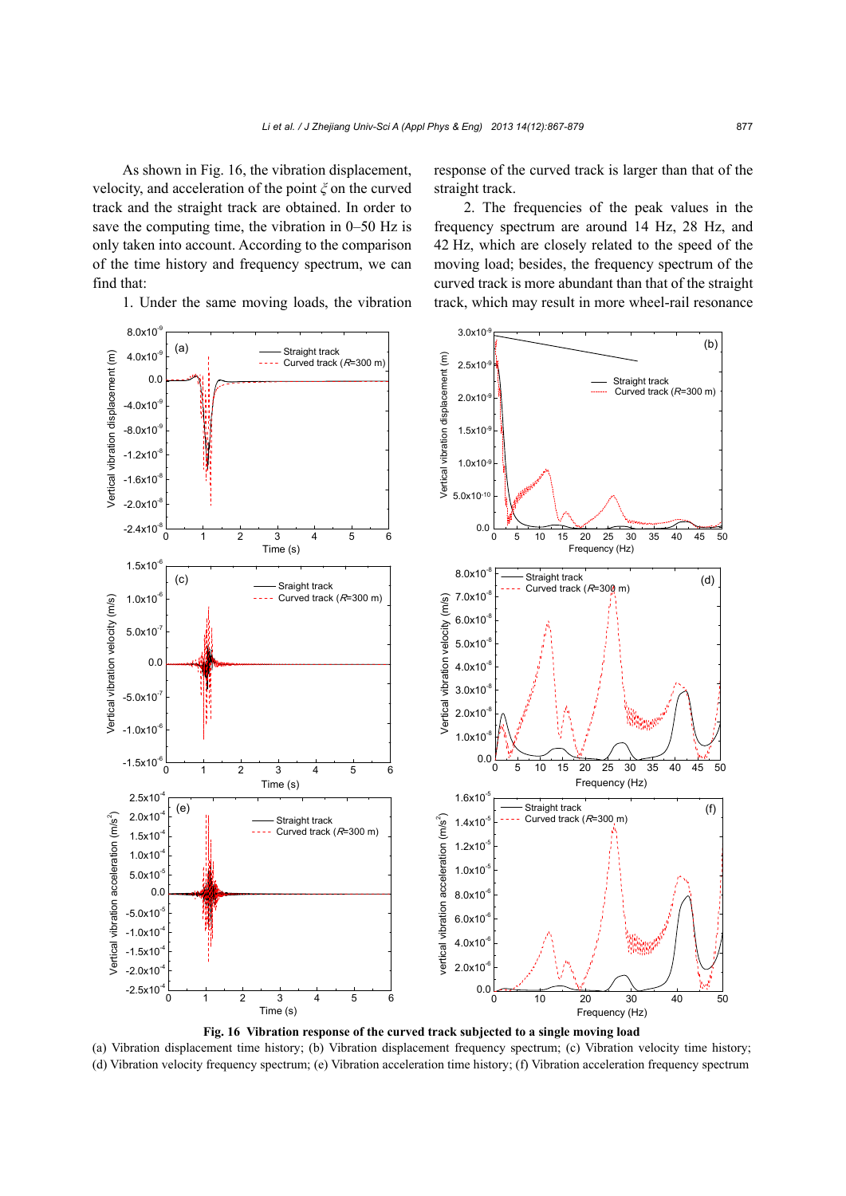As shown in Fig. 16, the vibration displacement, velocity, and acceleration of the point $\xi$ on the curved track and the straight track are obtained. In order to save the computing time, the vibration in 0–50 Hz is only taken into account. According to the comparison of the time history and frequency spectrum, we can find that:

1. Under the same moving loads, the vibration response of the curved track is larger than that of the straight track.

2. The frequencies of the peak values in the frequency spectrum are around 14 Hz, 28 Hz, and 42 Hz, which are closely related to the speed of the moving load; besides, the frequency spectrum of the curved track is more abundant than that of the straight track, which may result in more wheel-rail resonance

**Fig. 16 Vibration response of the curved track subjected to a single moving load**

(a) Vibration displacement time history; (b) Vibration displacement frequency spectrum; (c) Vibration velocity time history; (d) Vibration velocity frequency spectrum; (e) Vibration acceleration time history; (f) Vibration acceleration frequency spectrum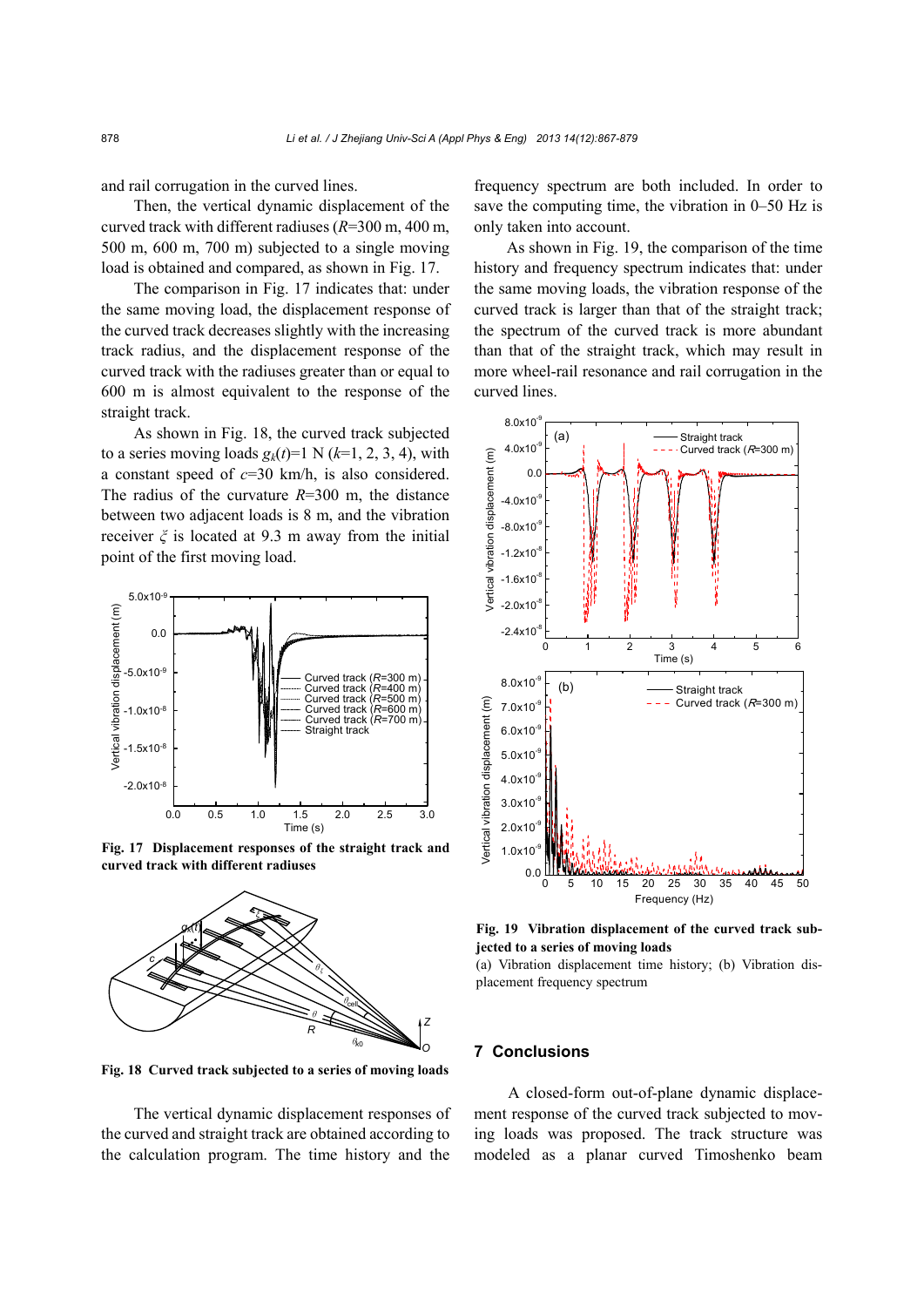and rail corrugation in the curved lines.

Then, the vertical dynamic displacement of the curved track with different radiuses ($R$=300 m, 400 m, 500 m, 600 m, 700 m) subjected to a single moving load is obtained and compared, as shown in Fig. 17.

The comparison in Fig. 17 indicates that: under the same moving load, the displacement response of the curved track decreases slightly with the increasing track radius, and the displacement response of the curved track with the radiuses greater than or equal to 600 m is almost equivalent to the response of the straight track.

As shown in Fig. 18, the curved track subjected to a series moving loads $g_k(t)$=1 N ($k$=1, 2, 3, 4), with a constant speed of $c$=30 km/h, is also considered. The radius of the curvature $R$=300 m, the distance between two adjacent loads is 8 m, and the vibration receiver $\xi$ is located at 9.3 m away from the initial point of the first moving load.

**Fig. 17 Displacement responses of the straight track and curved track with different radiuses**

**Fig. 18 Curved track subjected to a series of moving loads**

The vertical dynamic displacement responses of the curved and straight track are obtained according to the calculation program. The time history and the frequency spectrum are both included. In order to save the computing time, the vibration in 0–50 Hz is only taken into account.

As shown in Fig. 19, the comparison of the time history and frequency spectrum indicates that: under the same moving loads, the vibration response of the curved track is larger than that of the straight track; the spectrum of the curved track is more abundant than that of the straight track, which may result in more wheel-rail resonance and rail corrugation in the curved lines.

**Fig. 19 Vibration displacement of the curved track subjected to a series of moving loads**

(a) Vibration displacement time history; (b) Vibration displacement frequency spectrum

## 7 Conclusions

A closed-form out-of-plane dynamic displacement response of the curved track subjected to moving loads was proposed. The track structure was modeled as a planar curved Timoshenko beam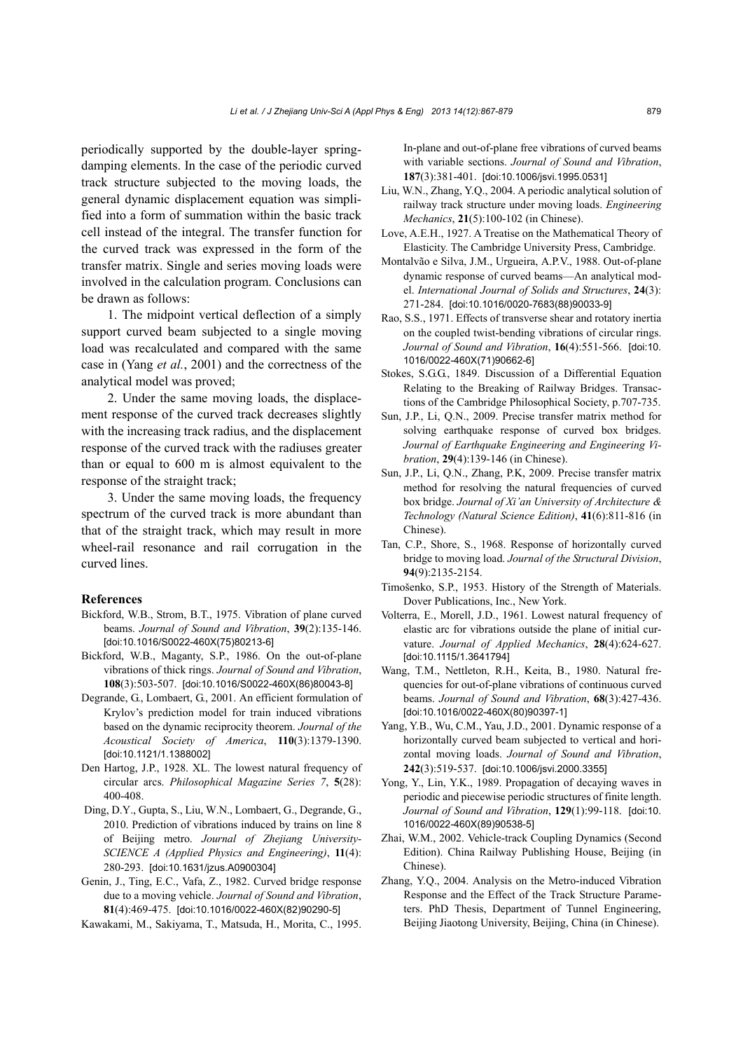periodically supported by the double-layer spring-damping elements. In the case of the periodic curved track structure subjected to the moving loads, the general dynamic displacement equation was simplified into a form of summation within the basic track cell instead of the integral. The transfer function for the curved track was expressed in the form of the transfer matrix. Single and series moving loads were involved in the calculation program. Conclusions can be drawn as follows:

1. The midpoint vertical deflection of a simply support curved beam subjected to a single moving load was recalculated and compared with the same case in (Yang *et al.*, 2001) and the correctness of the analytical model was proved;

2. Under the same moving loads, the displacement response of the curved track decreases slightly with the increasing track radius, and the displacement response of the curved track with the radiuses greater than or equal to 600 m is almost equivalent to the response of the straight track;

3. Under the same moving loads, the frequency spectrum of the curved track is more abundant than that of the straight track, which may result in more wheel-rail resonance and rail corrugation in the curved lines.

## References

Bickford, W.B., Strom, B.T., 1975. Vibration of plane curved beams. *Journal of Sound and Vibration*, **39**(2):135-146. [doi:10.1016/S0022-460X(75)80213-6]

Bickford, W.B., Maganty, S.P., 1986. On the out-of-plane vibrations of thick rings. *Journal of Sound and Vibration*, **108**(3):503-507. [doi:10.1016/S0022-460X(86)80043-8]

Degrande, G., Lombaert, G., 2001. An efficient formulation of Krylov's prediction model for train induced vibrations based on the dynamic reciprocity theorem. *Journal of the Acoustical Society of America*, **110**(3):1379-1390. [doi:10.1121/1.1388002]

Den Hartog, J.P., 1928. XL. The lowest natural frequency of circular arcs. *Philosophical Magazine Series 7*, **5**(28): 400-408.

Ding, D.Y., Gupta, S., Liu, W.N., Lombaert, G., Degrande, G., 2010. Prediction of vibrations induced by trains on line 8 of Beijing metro. *Journal of Zhejiang University-SCIENCE A (Applied Physics and Engineering)*, **11**(4): 280-293. [doi:10.1631/jzus.A0900304]

Genin, J., Ting, E.C., Vafa, Z., 1982. Curved bridge response due to a moving vehicle. *Journal of Sound and Vibration*, **81**(4):469-475. [doi:10.1016/0022-460X(82)90290-5]

Kawakami, M., Sakiyama, T., Matsuda, H., Morita, C., 1995. In-plane and out-of-plane free vibrations of curved beams with variable sections. *Journal of Sound and Vibration*, **187**(3):381-401. [doi:10.1006/jsvi.1995.0531]

Liu, W.N., Zhang, Y.Q., 2004. A periodic analytical solution of railway track structure under moving loads. *Engineering Mechanics*, **21**(5):100-102 (in Chinese).

Love, A.E.H., 1927. A Treatise on the Mathematical Theory of Elasticity. The Cambridge University Press, Cambridge.

Montalvão e Silva, J.M., Urgueira, A.P.V., 1988. Out-of-plane dynamic response of curved beams—An analytical model. *International Journal of Solids and Structures*, **24**(3): 271-284. [doi:10.1016/0020-7683(88)90033-9]

Rao, S.S., 1971. Effects of transverse shear and rotatory inertia on the coupled twist-bending vibrations of circular rings. *Journal of Sound and Vibration*, **16**(4):551-566. [doi:10.1016/0022-460X(71)90662-6]

Stokes, S.G.G., 1849. Discussion of a Differential Equation Relating to the Breaking of Railway Bridges. Transactions of the Cambridge Philosophical Society, p.707-735.

Sun, J.P., Li, Q.N., 2009. Precise transfer matrix method for solving earthquake response of curved box bridges. *Journal of Earthquake Engineering and Engineering Vibration*, **29**(4):139-146 (in Chinese).

Sun, J.P., Li, Q.N., Zhang, P.K, 2009. Precise transfer matrix method for resolving the natural frequencies of curved box bridge. *Journal of Xi'an University of Architecture & Technology (Natural Science Edition)*, **41**(6):811-816 (in Chinese).

Tan, C.P., Shore, S., 1968. Response of horizontally curved bridge to moving load. *Journal of the Structural Division*, **94**(9):2135-2154.

Timošenko, S.P., 1953. History of the Strength of Materials. Dover Publications, Inc., New York.

Volterra, E., Morell, J.D., 1961. Lowest natural frequency of elastic arc for vibrations outside the plane of initial curvature. *Journal of Applied Mechanics*, **28**(4):624-627. [doi:10.1115/1.3641794]

Wang, T.M., Nettleton, R.H., Keita, B., 1980. Natural frequencies for out-of-plane vibrations of continuous curved beams. *Journal of Sound and Vibration*, **68**(3):427-436. [doi:10.1016/0022-460X(80)90397-1]

Yang, Y.B., Wu, C.M., Yau, J.D., 2001. Dynamic response of a horizontally curved beam subjected to vertical and horizontal moving loads. *Journal of Sound and Vibration*, **242**(3):519-537. [doi:10.1006/jsvi.2000.3355]

Yong, Y., Lin, Y.K., 1989. Propagation of decaying waves in periodic and piecewise periodic structures of finite length. *Journal of Sound and Vibration*, **129**(1):99-118. [doi:10.1016/0022-460X(89)90538-5]

Zhai, W.M., 2002. Vehicle-track Coupling Dynamics (Second Edition). China Railway Publishing House, Beijing (in Chinese).

Zhang, Y.Q., 2004. Analysis on the Metro-induced Vibration Response and the Effect of the Track Structure Parameters. PhD Thesis, Department of Tunnel Engineering, Beijing Jiaotong University, Beijing, China (in Chinese).